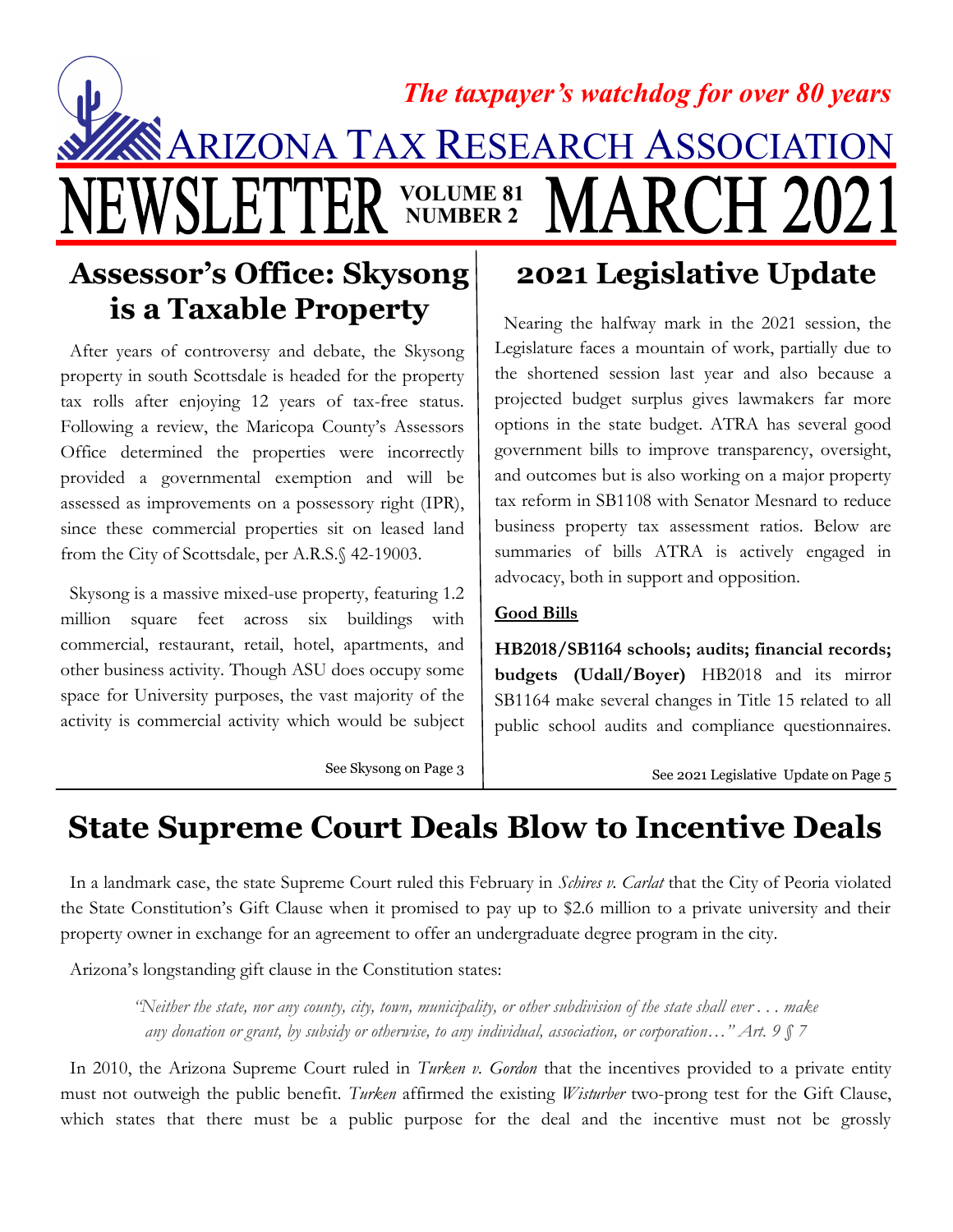*The taxpayer's watchdog for over 80 years*

# Arizona Tax Research Association

# NEWSLETTER — VOLUME 81 NUMBER 2 — MARCH 2021

## Assessor's Office: Skysong is a Taxable Property

After years of controversy and debate, the Skysong property in south Scottsdale is headed for the property tax rolls after enjoying 12 years of tax-free status. Following a review, the Maricopa County's Assessors Office determined the properties were incorrectly provided a governmental exemption and will be assessed as improvements on a possessory right (IPR), since these commercial properties sit on leased land from the City of Scottsdale, per A.R.S.§ 42-19003.

Skysong is a massive mixed-use property, featuring 1.2 million square feet across six buildings with commercial, restaurant, retail, hotel, apartments, and other business activity. Though ASU does occupy some space for University purposes, the vast majority of the activity is commercial activity which would be subject

See Skysong on Page 3

## 2021 Legislative Update

Nearing the halfway mark in the 2021 session, the Legislature faces a mountain of work, partially due to the shortened session last year and also because a projected budget surplus gives lawmakers far more options in the state budget. ATRA has several good government bills to improve transparency, oversight, and outcomes but is also working on a major property tax reform in SB1108 with Senator Mesnard to reduce business property tax assessment ratios. Below are summaries of bills ATRA is actively engaged in advocacy, both in support and opposition.

**Good Bills**

**HB2018/SB1164 schools; audits; financial records; budgets (Udall/Boyer)** HB2018 and its mirror SB1164 make several changes in Title 15 related to all public school audits and compliance questionnaires.

See 2021 Legislative Update on Page 5

## State Supreme Court Deals Blow to Incentive Deals

In a landmark case, the state Supreme Court ruled this February in *Schires v. Carlat* that the City of Peoria violated the State Constitution's Gift Clause when it promised to pay up to $2.6 million to a private university and their property owner in exchange for an agreement to offer an undergraduate degree program in the city.

Arizona's longstanding gift clause in the Constitution states:

> *"Neither the state, nor any county, city, town, municipality, or other subdivision of the state shall ever . . . make any donation or grant, by subsidy or otherwise, to any individual, association, or corporation…" Art. 9 § 7*

In 2010, the Arizona Supreme Court ruled in *Turken v. Gordon* that the incentives provided to a private entity must not outweigh the public benefit. *Turken* affirmed the existing *Wisturber* two-prong test for the Gift Clause, which states that there must be a public purpose for the deal and the incentive must not be grossly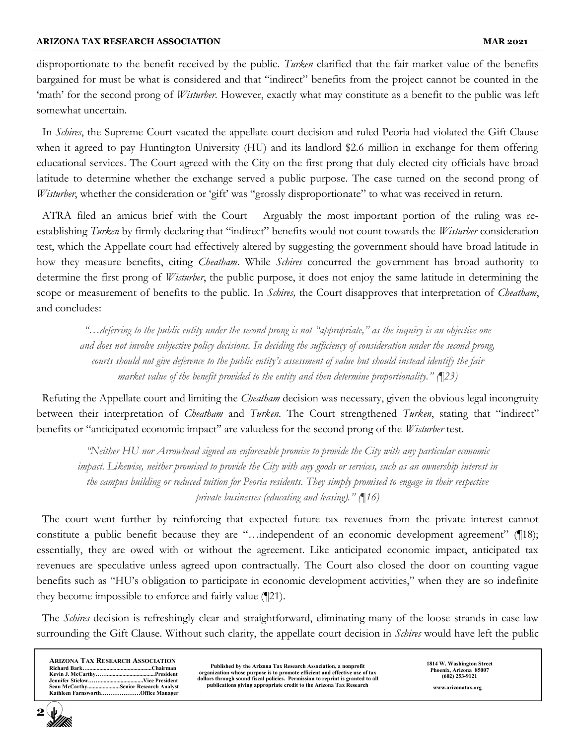disproportionate to the benefit received by the public. *Turken* clarified that the fair market value of the benefits bargained for must be what is considered and that "indirect" benefits from the project cannot be counted in the 'math' for the second prong of *Wisturber*. However, exactly what may constitute as a benefit to the public was left somewhat uncertain.

In *Schires*, the Supreme Court vacated the appellate court decision and ruled Peoria had violated the Gift Clause when it agreed to pay Huntington University (HU) and its landlord $2.6 million in exchange for them offering educational services. The Court agreed with the City on the first prong that duly elected city officials have broad latitude to determine whether the exchange served a public purpose. The case turned on the second prong of *Wisturber*, whether the consideration or 'gift' was "grossly disproportionate" to what was received in return.

ATRA filed an amicus brief with the Court Arguably the most important portion of the ruling was re-establishing *Turken* by firmly declaring that "indirect" benefits would not count towards the *Wisturber* consideration test, which the Appellate court had effectively altered by suggesting the government should have broad latitude in how they measure benefits, citing *Cheatham*. While *Schires* concurred the government has broad authority to determine the first prong of *Wisturber*, the public purpose, it does not enjoy the same latitude in determining the scope or measurement of benefits to the public. In *Schires,* the Court disapproves that interpretation of *Cheatham*, and concludes:

> *"…deferring to the public entity under the second prong is not "appropriate," as the inquiry is an objective one and does not involve subjective policy decisions. In deciding the sufficiency of consideration under the second prong, courts should not give deference to the public entity's assessment of value but should instead identify the fair market value of the benefit provided to the entity and then determine proportionality." (¶23)*

Refuting the Appellate court and limiting the *Cheatham* decision was necessary, given the obvious legal incongruity between their interpretation of *Cheatham* and *Turken*. The Court strengthened *Turken*, stating that "indirect" benefits or "anticipated economic impact" are valueless for the second prong of the *Wisturber* test.

> *"Neither HU nor Arrowhead signed an enforceable promise to provide the City with any particular economic impact. Likewise, neither promised to provide the City with any goods or services, such as an ownership interest in the campus building or reduced tuition for Peoria residents. They simply promised to engage in their respective private businesses (educating and leasing)." (¶16)*

The court went further by reinforcing that expected future tax revenues from the private interest cannot constitute a public benefit because they are "…independent of an economic development agreement" (¶18); essentially, they are owed with or without the agreement. Like anticipated economic impact, anticipated tax revenues are speculative unless agreed upon contractually. The Court also closed the door on counting vague benefits such as "HU's obligation to participate in economic development activities," when they are so indefinite they become impossible to enforce and fairly value (¶21).

The *Schires* decision is refreshingly clear and straightforward, eliminating many of the loose strands in case law surrounding the Gift Clause. Without such clarity, the appellate court decision in *Schires* would have left the public

**ARIZONA TAX RESEARCH ASSOCIATION**
Richard Bark…………………………Chairman
Kevin J. McCarthy……………………President
Jennifer Stielow………………………Vice President
Sean McCarthy………………Senior Research Analyst
Kathleen Farnsworth…………………Office Manager

Published by the Arizona Tax Research Association, a nonprofit organization whose purpose is to promote efficient and effective use of tax dollars through sound fiscal policies. Permission to reprint is granted to all publications giving appropriate credit to the Arizona Tax Research

1814 W. Washington Street
Phoenix, Arizona 85007
(602) 253-9121

www.arizonatax.org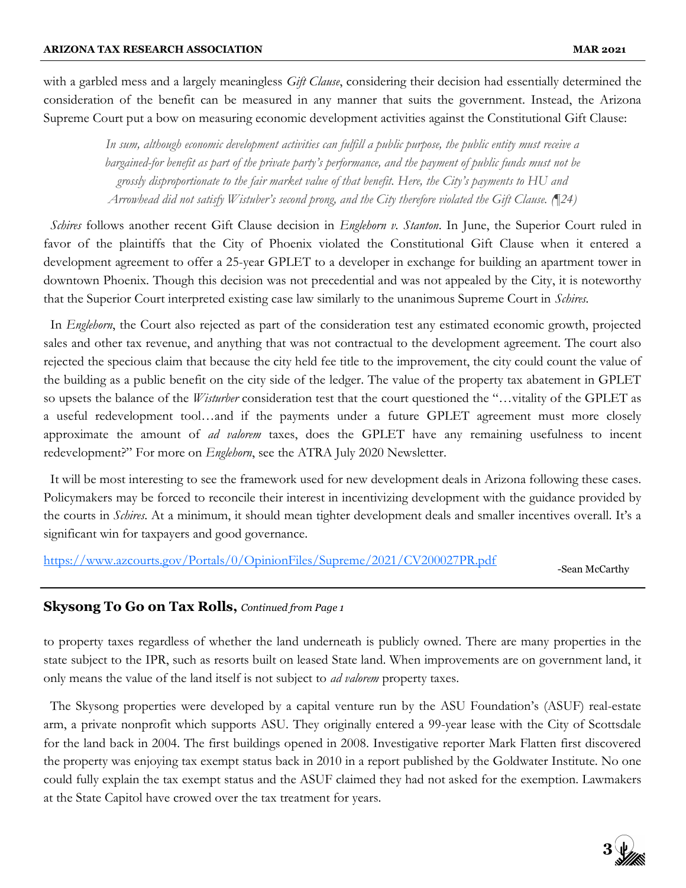with a garbled mess and a largely meaningless *Gift Clause*, considering their decision had essentially determined the consideration of the benefit can be measured in any manner that suits the government. Instead, the Arizona Supreme Court put a bow on measuring economic development activities against the Constitutional Gift Clause:

> *In sum, although economic development activities can fulfill a public purpose, the public entity must receive a bargained-for benefit as part of the private party's performance, and the payment of public funds must not be grossly disproportionate to the fair market value of that benefit. Here, the City's payments to HU and Arrowhead did not satisfy Wistuber's second prong, and the City therefore violated the Gift Clause. (¶24)*

*Schires* follows another recent Gift Clause decision in *Englehorn v. Stanton*. In June, the Superior Court ruled in favor of the plaintiffs that the City of Phoenix violated the Constitutional Gift Clause when it entered a development agreement to offer a 25-year GPLET to a developer in exchange for building an apartment tower in downtown Phoenix. Though this decision was not precedential and was not appealed by the City, it is noteworthy that the Superior Court interpreted existing case law similarly to the unanimous Supreme Court in *Schires*.

In *Englehorn*, the Court also rejected as part of the consideration test any estimated economic growth, projected sales and other tax revenue, and anything that was not contractual to the development agreement. The court also rejected the specious claim that because the city held fee title to the improvement, the city could count the value of the building as a public benefit on the city side of the ledger. The value of the property tax abatement in GPLET so upsets the balance of the *Wisturber* consideration test that the court questioned the "…vitality of the GPLET as a useful redevelopment tool…and if the payments under a future GPLET agreement must more closely approximate the amount of *ad valorem* taxes, does the GPLET have any remaining usefulness to incent redevelopment?" For more on *Englehorn*, see the ATRA July 2020 Newsletter.

It will be most interesting to see the framework used for new development deals in Arizona following these cases. Policymakers may be forced to reconcile their interest in incentivizing development with the guidance provided by the courts in *Schires*. At a minimum, it should mean tighter development deals and smaller incentives overall. It's a significant win for taxpayers and good governance.

https://www.azcourts.gov/Portals/0/OpinionFiles/Supreme/2021/CV200027PR.pdf

-Sean McCarthy

## Skysong To Go on Tax Rolls, *Continued from Page 1*

to property taxes regardless of whether the land underneath is publicly owned. There are many properties in the state subject to the IPR, such as resorts built on leased State land. When improvements are on government land, it only means the value of the land itself is not subject to *ad valorem* property taxes.

The Skysong properties were developed by a capital venture run by the ASU Foundation's (ASUF) real-estate arm, a private nonprofit which supports ASU. They originally entered a 99-year lease with the City of Scottsdale for the land back in 2004. The first buildings opened in 2008. Investigative reporter Mark Flatten first discovered the property was enjoying tax exempt status back in 2010 in a report published by the Goldwater Institute. No one could fully explain the tax exempt status and the ASUF claimed they had not asked for the exemption. Lawmakers at the State Capitol have crowed over the tax treatment for years.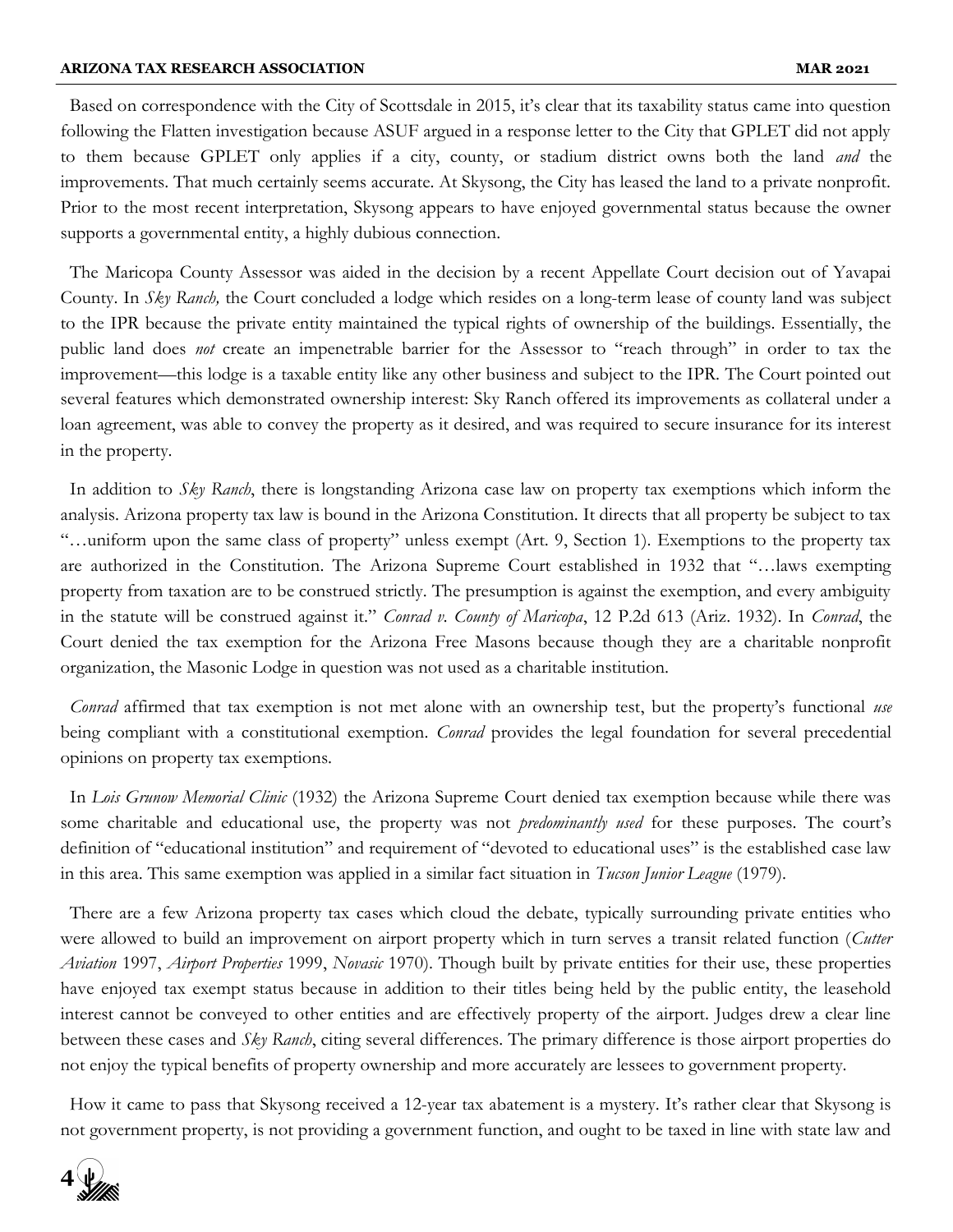Based on correspondence with the City of Scottsdale in 2015, it's clear that its taxability status came into question following the Flatten investigation because ASUF argued in a response letter to the City that GPLET did not apply to them because GPLET only applies if a city, county, or stadium district owns both the land *and* the improvements. That much certainly seems accurate. At Skysong, the City has leased the land to a private nonprofit. Prior to the most recent interpretation, Skysong appears to have enjoyed governmental status because the owner supports a governmental entity, a highly dubious connection.

The Maricopa County Assessor was aided in the decision by a recent Appellate Court decision out of Yavapai County. In *Sky Ranch,* the Court concluded a lodge which resides on a long-term lease of county land was subject to the IPR because the private entity maintained the typical rights of ownership of the buildings. Essentially, the public land does *not* create an impenetrable barrier for the Assessor to "reach through" in order to tax the improvement—this lodge is a taxable entity like any other business and subject to the IPR. The Court pointed out several features which demonstrated ownership interest: Sky Ranch offered its improvements as collateral under a loan agreement, was able to convey the property as it desired, and was required to secure insurance for its interest in the property.

In addition to *Sky Ranch*, there is longstanding Arizona case law on property tax exemptions which inform the analysis. Arizona property tax law is bound in the Arizona Constitution. It directs that all property be subject to tax "…uniform upon the same class of property" unless exempt (Art. 9, Section 1). Exemptions to the property tax are authorized in the Constitution. The Arizona Supreme Court established in 1932 that "…laws exempting property from taxation are to be construed strictly. The presumption is against the exemption, and every ambiguity in the statute will be construed against it." *Conrad v. County of Maricopa*, 12 P.2d 613 (Ariz. 1932). In *Conrad*, the Court denied the tax exemption for the Arizona Free Masons because though they are a charitable nonprofit organization, the Masonic Lodge in question was not used as a charitable institution.

*Conrad* affirmed that tax exemption is not met alone with an ownership test, but the property's functional *use* being compliant with a constitutional exemption. *Conrad* provides the legal foundation for several precedential opinions on property tax exemptions.

In *Lois Grunow Memorial Clinic* (1932) the Arizona Supreme Court denied tax exemption because while there was some charitable and educational use, the property was not *predominantly used* for these purposes. The court's definition of "educational institution" and requirement of "devoted to educational uses" is the established case law in this area. This same exemption was applied in a similar fact situation in *Tucson Junior League* (1979).

There are a few Arizona property tax cases which cloud the debate, typically surrounding private entities who were allowed to build an improvement on airport property which in turn serves a transit related function (*Cutter Aviation* 1997, *Airport Properties* 1999, *Novasic* 1970). Though built by private entities for their use, these properties have enjoyed tax exempt status because in addition to their titles being held by the public entity, the leasehold interest cannot be conveyed to other entities and are effectively property of the airport. Judges drew a clear line between these cases and *Sky Ranch*, citing several differences. The primary difference is those airport properties do not enjoy the typical benefits of property ownership and more accurately are lessees to government property.

How it came to pass that Skysong received a 12-year tax abatement is a mystery. It's rather clear that Skysong is not government property, is not providing a government function, and ought to be taxed in line with state law and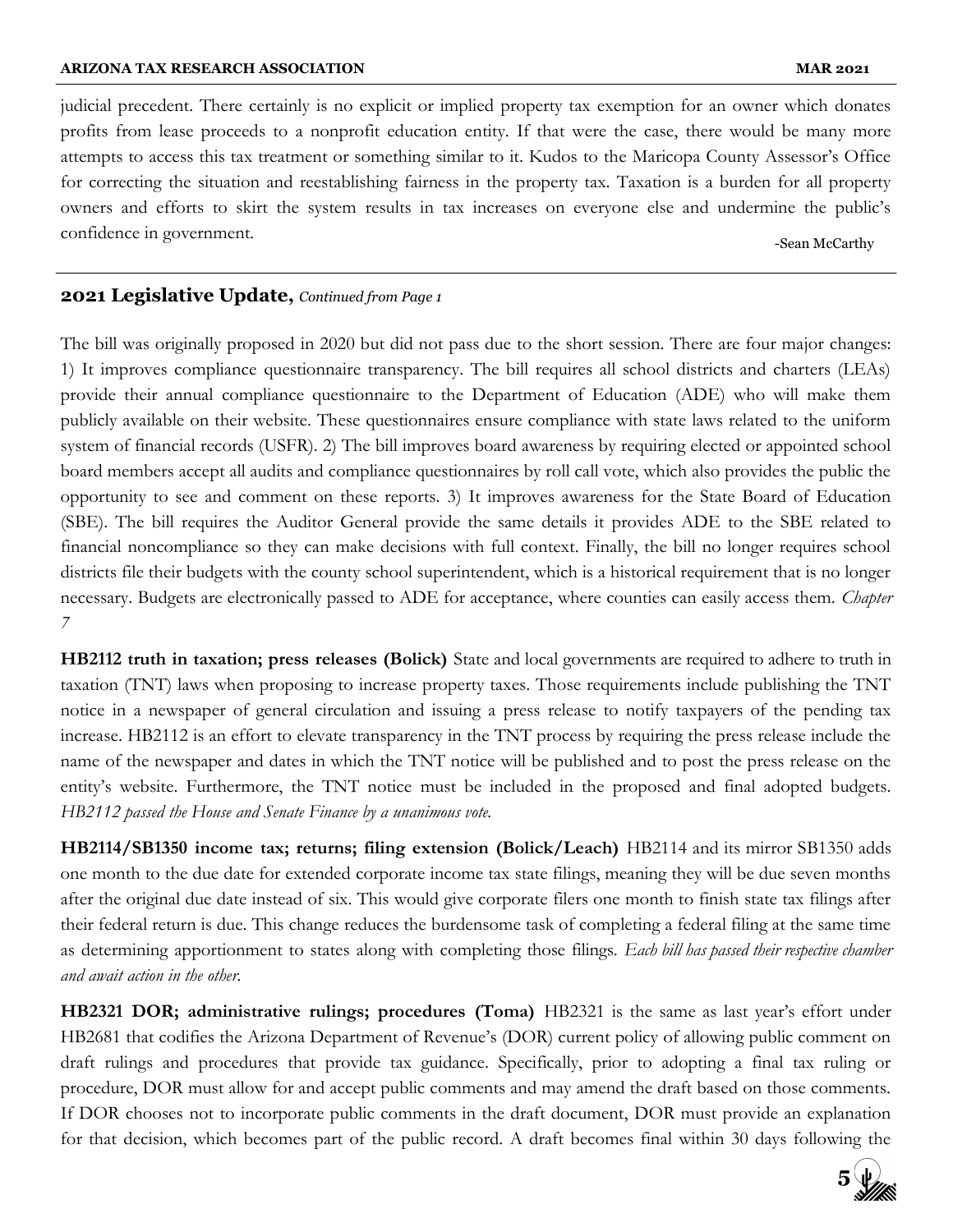judicial precedent. There certainly is no explicit or implied property tax exemption for an owner which donates profits from lease proceeds to a nonprofit education entity. If that were the case, there would be many more attempts to access this tax treatment or something similar to it. Kudos to the Maricopa County Assessor's Office for correcting the situation and reestablishing fairness in the property tax. Taxation is a burden for all property owners and efforts to skirt the system results in tax increases on everyone else and undermine the public's confidence in government.

-Sean McCarthy

## 2021 Legislative Update, *Continued from Page 1*

The bill was originally proposed in 2020 but did not pass due to the short session. There are four major changes: 1) It improves compliance questionnaire transparency. The bill requires all school districts and charters (LEAs) provide their annual compliance questionnaire to the Department of Education (ADE) who will make them publicly available on their website. These questionnaires ensure compliance with state laws related to the uniform system of financial records (USFR). 2) The bill improves board awareness by requiring elected or appointed school board members accept all audits and compliance questionnaires by roll call vote, which also provides the public the opportunity to see and comment on these reports. 3) It improves awareness for the State Board of Education (SBE). The bill requires the Auditor General provide the same details it provides ADE to the SBE related to financial noncompliance so they can make decisions with full context. Finally, the bill no longer requires school districts file their budgets with the county school superintendent, which is a historical requirement that is no longer necessary. Budgets are electronically passed to ADE for acceptance, where counties can easily access them. *Chapter 7*

**HB2112 truth in taxation; press releases (Bolick)** State and local governments are required to adhere to truth in taxation (TNT) laws when proposing to increase property taxes. Those requirements include publishing the TNT notice in a newspaper of general circulation and issuing a press release to notify taxpayers of the pending tax increase. HB2112 is an effort to elevate transparency in the TNT process by requiring the press release include the name of the newspaper and dates in which the TNT notice will be published and to post the press release on the entity's website. Furthermore, the TNT notice must be included in the proposed and final adopted budgets. *HB2112 passed the House and Senate Finance by a unanimous vote.*

**HB2114/SB1350 income tax; returns; filing extension (Bolick/Leach)** HB2114 and its mirror SB1350 adds one month to the due date for extended corporate income tax state filings, meaning they will be due seven months after the original due date instead of six. This would give corporate filers one month to finish state tax filings after their federal return is due. This change reduces the burdensome task of completing a federal filing at the same time as determining apportionment to states along with completing those filings. *Each bill has passed their respective chamber and await action in the other.*

**HB2321 DOR; administrative rulings; procedures (Toma)** HB2321 is the same as last year's effort under HB2681 that codifies the Arizona Department of Revenue's (DOR) current policy of allowing public comment on draft rulings and procedures that provide tax guidance. Specifically, prior to adopting a final tax ruling or procedure, DOR must allow for and accept public comments and may amend the draft based on those comments. If DOR chooses not to incorporate public comments in the draft document, DOR must provide an explanation for that decision, which becomes part of the public record. A draft becomes final within 30 days following the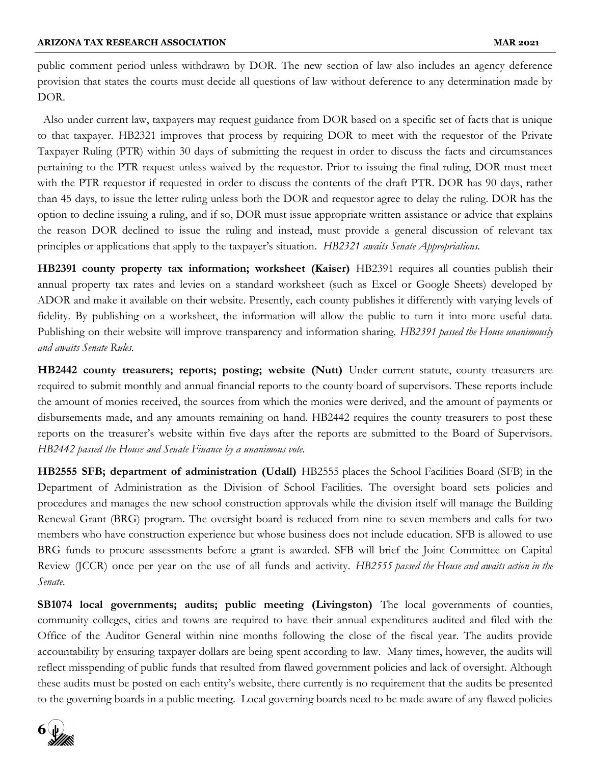public comment period unless withdrawn by DOR. The new section of law also includes an agency deference provision that states the courts must decide all questions of law without deference to any determination made by DOR.

Also under current law, taxpayers may request guidance from DOR based on a specific set of facts that is unique to that taxpayer. HB2321 improves that process by requiring DOR to meet with the requestor of the Private Taxpayer Ruling (PTR) within 30 days of submitting the request in order to discuss the facts and circumstances pertaining to the PTR request unless waived by the requestor. Prior to issuing the final ruling, DOR must meet with the PTR requestor if requested in order to discuss the contents of the draft PTR. DOR has 90 days, rather than 45 days, to issue the letter ruling unless both the DOR and requestor agree to delay the ruling. DOR has the option to decline issuing a ruling, and if so, DOR must issue appropriate written assistance or advice that explains the reason DOR declined to issue the ruling and instead, must provide a general discussion of relevant tax principles or applications that apply to the taxpayer's situation. *HB2321 awaits Senate Appropriations.*

**HB2391 county property tax information; worksheet (Kaiser)** HB2391 requires all counties publish their annual property tax rates and levies on a standard worksheet (such as Excel or Google Sheets) developed by ADOR and make it available on their website. Presently, each county publishes it differently with varying levels of fidelity. By publishing on a worksheet, the information will allow the public to turn it into more useful data. Publishing on their website will improve transparency and information sharing. *HB2391 passed the House unanimously and awaits Senate Rules.*

**HB2442 county treasurers; reports; posting; website (Nutt)** Under current statute, county treasurers are required to submit monthly and annual financial reports to the county board of supervisors. These reports include the amount of monies received, the sources from which the monies were derived, and the amount of payments or disbursements made, and any amounts remaining on hand. HB2442 requires the county treasurers to post these reports on the treasurer's website within five days after the reports are submitted to the Board of Supervisors. *HB2442 passed the House and Senate Finance by a unanimous vote.*

**HB2555 SFB; department of administration (Udall)** HB2555 places the School Facilities Board (SFB) in the Department of Administration as the Division of School Facilities. The oversight board sets policies and procedures and manages the new school construction approvals while the division itself will manage the Building Renewal Grant (BRG) program. The oversight board is reduced from nine to seven members and calls for two members who have construction experience but whose business does not include education. SFB is allowed to use BRG funds to procure assessments before a grant is awarded. SFB will brief the Joint Committee on Capital Review (JCCR) once per year on the use of all funds and activity. *HB2555 passed the House and awaits action in the Senate.*

**SB1074 local governments; audits; public meeting (Livingston)** The local governments of counties, community colleges, cities and towns are required to have their annual expenditures audited and filed with the Office of the Auditor General within nine months following the close of the fiscal year. The audits provide accountability by ensuring taxpayer dollars are being spent according to law. Many times, however, the audits will reflect misspending of public funds that resulted from flawed government policies and lack of oversight. Although these audits must be posted on each entity's website, there currently is no requirement that the audits be presented to the governing boards in a public meeting. Local governing boards need to be made aware of any flawed policies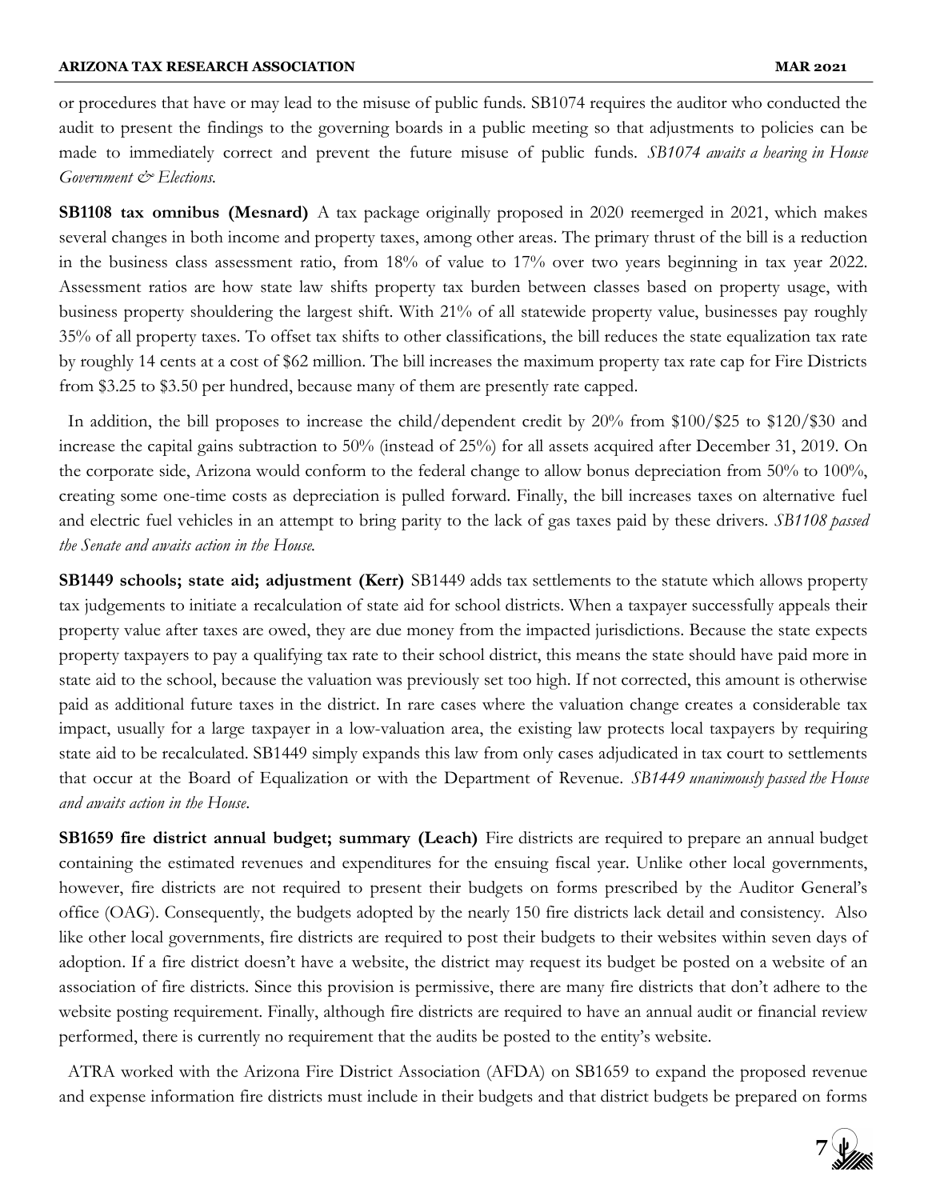or procedures that have or may lead to the misuse of public funds. SB1074 requires the auditor who conducted the audit to present the findings to the governing boards in a public meeting so that adjustments to policies can be made to immediately correct and prevent the future misuse of public funds. *SB1074 awaits a hearing in House Government & Elections.*

**SB1108 tax omnibus (Mesnard)** A tax package originally proposed in 2020 reemerged in 2021, which makes several changes in both income and property taxes, among other areas. The primary thrust of the bill is a reduction in the business class assessment ratio, from 18% of value to 17% over two years beginning in tax year 2022. Assessment ratios are how state law shifts property tax burden between classes based on property usage, with business property shouldering the largest shift. With 21% of all statewide property value, businesses pay roughly 35% of all property taxes. To offset tax shifts to other classifications, the bill reduces the state equalization tax rate by roughly 14 cents at a cost of $62 million. The bill increases the maximum property tax rate cap for Fire Districts from $3.25 to $3.50 per hundred, because many of them are presently rate capped.

In addition, the bill proposes to increase the child/dependent credit by 20% from $100/$25 to $120/$30 and increase the capital gains subtraction to 50% (instead of 25%) for all assets acquired after December 31, 2019. On the corporate side, Arizona would conform to the federal change to allow bonus depreciation from 50% to 100%, creating some one-time costs as depreciation is pulled forward. Finally, the bill increases taxes on alternative fuel and electric fuel vehicles in an attempt to bring parity to the lack of gas taxes paid by these drivers. *SB1108 passed the Senate and awaits action in the House.*

**SB1449 schools; state aid; adjustment (Kerr)** SB1449 adds tax settlements to the statute which allows property tax judgements to initiate a recalculation of state aid for school districts. When a taxpayer successfully appeals their property value after taxes are owed, they are due money from the impacted jurisdictions. Because the state expects property taxpayers to pay a qualifying tax rate to their school district, this means the state should have paid more in state aid to the school, because the valuation was previously set too high. If not corrected, this amount is otherwise paid as additional future taxes in the district. In rare cases where the valuation change creates a considerable tax impact, usually for a large taxpayer in a low-valuation area, the existing law protects local taxpayers by requiring state aid to be recalculated. SB1449 simply expands this law from only cases adjudicated in tax court to settlements that occur at the Board of Equalization or with the Department of Revenue. *SB1449 unanimously passed the House and awaits action in the House.*

**SB1659 fire district annual budget; summary (Leach)** Fire districts are required to prepare an annual budget containing the estimated revenues and expenditures for the ensuing fiscal year. Unlike other local governments, however, fire districts are not required to present their budgets on forms prescribed by the Auditor General's office (OAG). Consequently, the budgets adopted by the nearly 150 fire districts lack detail and consistency. Also like other local governments, fire districts are required to post their budgets to their websites within seven days of adoption. If a fire district doesn't have a website, the district may request its budget be posted on a website of an association of fire districts. Since this provision is permissive, there are many fire districts that don't adhere to the website posting requirement. Finally, although fire districts are required to have an annual audit or financial review performed, there is currently no requirement that the audits be posted to the entity's website.

ATRA worked with the Arizona Fire District Association (AFDA) on SB1659 to expand the proposed revenue and expense information fire districts must include in their budgets and that district budgets be prepared on forms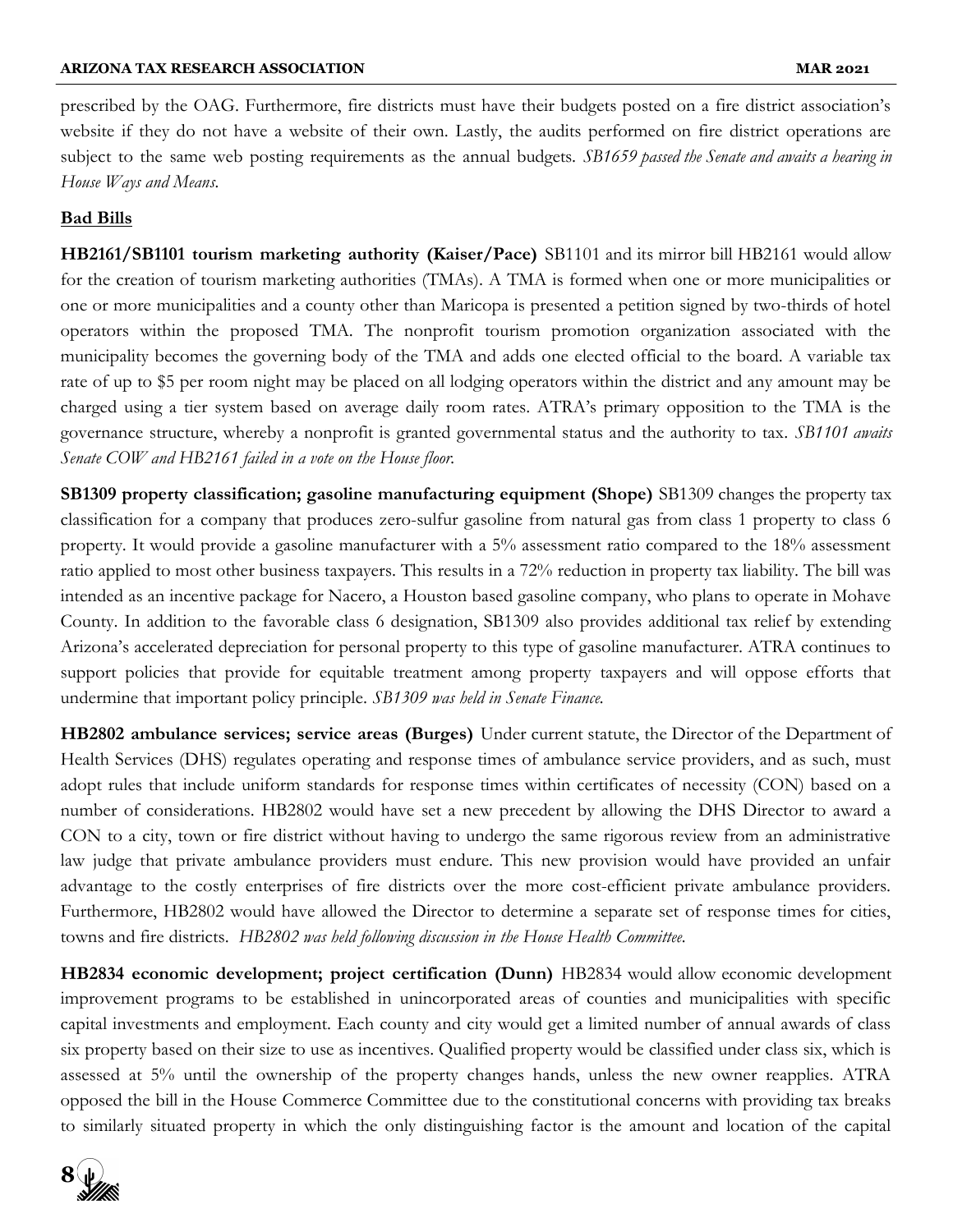prescribed by the OAG. Furthermore, fire districts must have their budgets posted on a fire district association's website if they do not have a website of their own. Lastly, the audits performed on fire district operations are subject to the same web posting requirements as the annual budgets. *SB1659 passed the Senate and awaits a hearing in House Ways and Means.*

## Bad Bills

**HB2161/SB1101 tourism marketing authority (Kaiser/Pace)** SB1101 and its mirror bill HB2161 would allow for the creation of tourism marketing authorities (TMAs). A TMA is formed when one or more municipalities or one or more municipalities and a county other than Maricopa is presented a petition signed by two-thirds of hotel operators within the proposed TMA. The nonprofit tourism promotion organization associated with the municipality becomes the governing body of the TMA and adds one elected official to the board. A variable tax rate of up to $5 per room night may be placed on all lodging operators within the district and any amount may be charged using a tier system based on average daily room rates. ATRA's primary opposition to the TMA is the governance structure, whereby a nonprofit is granted governmental status and the authority to tax. *SB1101 awaits Senate COW and HB2161 failed in a vote on the House floor.*

**SB1309 property classification; gasoline manufacturing equipment (Shope)** SB1309 changes the property tax classification for a company that produces zero-sulfur gasoline from natural gas from class 1 property to class 6 property. It would provide a gasoline manufacturer with a 5% assessment ratio compared to the 18% assessment ratio applied to most other business taxpayers. This results in a 72% reduction in property tax liability. The bill was intended as an incentive package for Nacero, a Houston based gasoline company, who plans to operate in Mohave County. In addition to the favorable class 6 designation, SB1309 also provides additional tax relief by extending Arizona's accelerated depreciation for personal property to this type of gasoline manufacturer. ATRA continues to support policies that provide for equitable treatment among property taxpayers and will oppose efforts that undermine that important policy principle. *SB1309 was held in Senate Finance.*

**HB2802 ambulance services; service areas (Burges)** Under current statute, the Director of the Department of Health Services (DHS) regulates operating and response times of ambulance service providers, and as such, must adopt rules that include uniform standards for response times within certificates of necessity (CON) based on a number of considerations. HB2802 would have set a new precedent by allowing the DHS Director to award a CON to a city, town or fire district without having to undergo the same rigorous review from an administrative law judge that private ambulance providers must endure. This new provision would have provided an unfair advantage to the costly enterprises of fire districts over the more cost-efficient private ambulance providers. Furthermore, HB2802 would have allowed the Director to determine a separate set of response times for cities, towns and fire districts. *HB2802 was held following discussion in the House Health Committee.*

**HB2834 economic development; project certification (Dunn)** HB2834 would allow economic development improvement programs to be established in unincorporated areas of counties and municipalities with specific capital investments and employment. Each county and city would get a limited number of annual awards of class six property based on their size to use as incentives. Qualified property would be classified under class six, which is assessed at 5% until the ownership of the property changes hands, unless the new owner reapplies. ATRA opposed the bill in the House Commerce Committee due to the constitutional concerns with providing tax breaks to similarly situated property in which the only distinguishing factor is the amount and location of the capital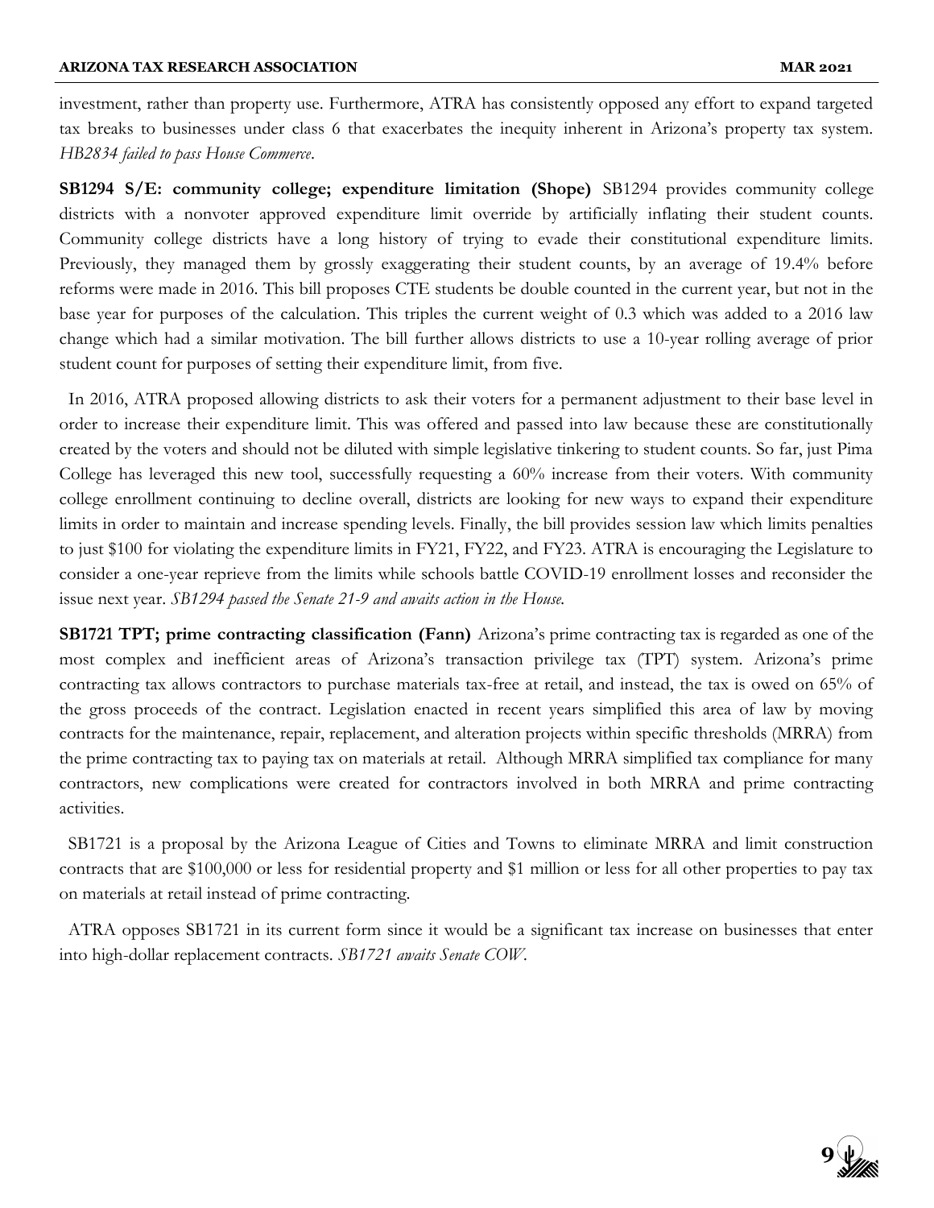investment, rather than property use. Furthermore, ATRA has consistently opposed any effort to expand targeted tax breaks to businesses under class 6 that exacerbates the inequity inherent in Arizona's property tax system. *HB2834 failed to pass House Commerce*.

**SB1294 S/E: community college; expenditure limitation (Shope)** SB1294 provides community college districts with a nonvoter approved expenditure limit override by artificially inflating their student counts. Community college districts have a long history of trying to evade their constitutional expenditure limits. Previously, they managed them by grossly exaggerating their student counts, by an average of 19.4% before reforms were made in 2016. This bill proposes CTE students be double counted in the current year, but not in the base year for purposes of the calculation. This triples the current weight of 0.3 which was added to a 2016 law change which had a similar motivation. The bill further allows districts to use a 10-year rolling average of prior student count for purposes of setting their expenditure limit, from five.

In 2016, ATRA proposed allowing districts to ask their voters for a permanent adjustment to their base level in order to increase their expenditure limit. This was offered and passed into law because these are constitutionally created by the voters and should not be diluted with simple legislative tinkering to student counts. So far, just Pima College has leveraged this new tool, successfully requesting a 60% increase from their voters. With community college enrollment continuing to decline overall, districts are looking for new ways to expand their expenditure limits in order to maintain and increase spending levels. Finally, the bill provides session law which limits penalties to just $100 for violating the expenditure limits in FY21, FY22, and FY23. ATRA is encouraging the Legislature to consider a one-year reprieve from the limits while schools battle COVID-19 enrollment losses and reconsider the issue next year. *SB1294 passed the Senate 21-9 and awaits action in the House.*

**SB1721 TPT; prime contracting classification (Fann)** Arizona's prime contracting tax is regarded as one of the most complex and inefficient areas of Arizona's transaction privilege tax (TPT) system. Arizona's prime contracting tax allows contractors to purchase materials tax-free at retail, and instead, the tax is owed on 65% of the gross proceeds of the contract. Legislation enacted in recent years simplified this area of law by moving contracts for the maintenance, repair, replacement, and alteration projects within specific thresholds (MRRA) from the prime contracting tax to paying tax on materials at retail. Although MRRA simplified tax compliance for many contractors, new complications were created for contractors involved in both MRRA and prime contracting activities.

SB1721 is a proposal by the Arizona League of Cities and Towns to eliminate MRRA and limit construction contracts that are $100,000 or less for residential property and $1 million or less for all other properties to pay tax on materials at retail instead of prime contracting.

ATRA opposes SB1721 in its current form since it would be a significant tax increase on businesses that enter into high-dollar replacement contracts. *SB1721 awaits Senate COW.*